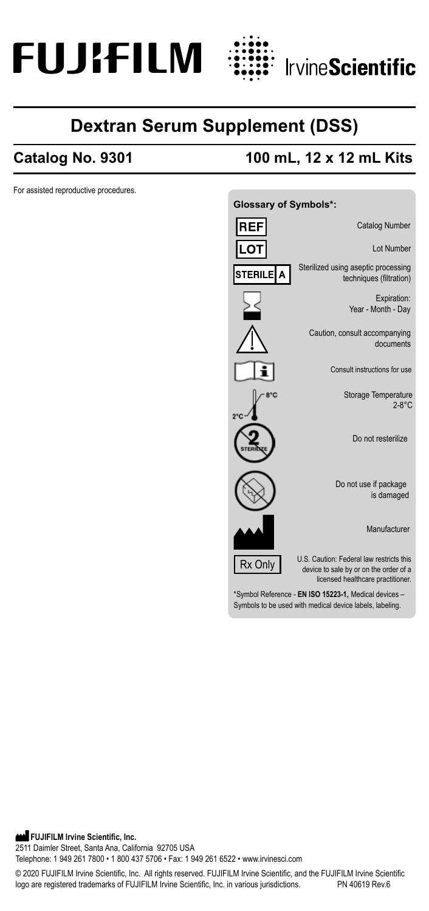# FUJIFILM IrvineScientific

## Dextran Serum Supplement (DSS)

**Catalog No. 9301** **100 mL, 12 x 12 mL Kits**

For assisted reproductive procedures.

**Glossary of Symbols*:**

| Symbol | Meaning |
|---|---|
| REF | Catalog Number |
| LOT | Lot Number |
| STERILE A | Sterilized using aseptic processing techniques (filtration) |
| (hourglass) | Expiration: Year - Month - Day |
| (caution triangle) | Caution, consult accompanying documents |
| (i) | Consult instructions for use |
| 2°C – 8°C | Storage Temperature 2-8°C |
| STERILIZE (crossed) | Do not resterilize |
| (damaged package crossed) | Do not use if package is damaged |
| (factory) | Manufacturer |
| Rx Only | U.S. Caution: Federal law restricts this device to sale by or on the order of a licensed healthcare practitioner. |

*Symbol Reference - **EN ISO 15223-1,** Medical devices – Symbols to be used with medical device labels, labeling.

**FUJIFILM Irvine Scientific, Inc.**
2511 Daimler Street, Santa Ana, California 92705 USA
Telephone: 1 949 261 7800 • 1 800 437 5706 • Fax: 1 949 261 6522 • www.irvinesci.com

© 2020 FUJIFILM Irvine Scientific, Inc. All rights reserved. FUJIFILM Irvine Scientific, and the FUJIFILM Irvine Scientific logo are registered trademarks of FUJIFILM Irvine Scientific, Inc. in various jurisdictions. PN 40619 Rev.6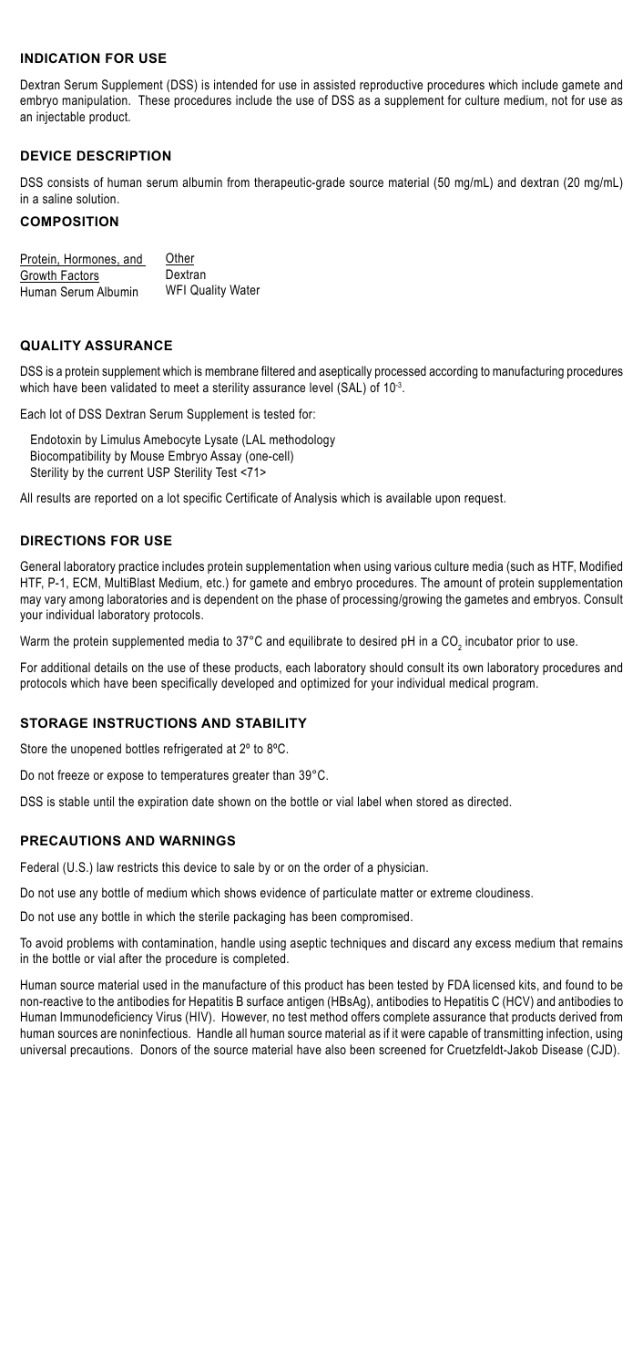## INDICATION FOR USE

Dextran Serum Supplement (DSS) is intended for use in assisted reproductive procedures which include gamete and embryo manipulation. These procedures include the use of DSS as a supplement for culture medium, not for use as an injectable product.

## DEVICE DESCRIPTION

DSS consists of human serum albumin from therapeutic-grade source material (50 mg/mL) and dextran (20 mg/mL) in a saline solution.

## COMPOSITION

| Protein, Hormones, and Growth Factors | Other |
|---|---|
| Human Serum Albumin | Dextran |
| | WFI Quality Water |

## QUALITY ASSURANCE

DSS is a protein supplement which is membrane filtered and aseptically processed according to manufacturing procedures which have been validated to meet a sterility assurance level (SAL) of $10^{-3}$.

Each lot of DSS Dextran Serum Supplement is tested for:

Endotoxin by Limulus Amebocyte Lysate (LAL methodology
Biocompatibility by Mouse Embryo Assay (one-cell)
Sterility by the current USP Sterility Test <71>

All results are reported on a lot specific Certificate of Analysis which is available upon request.

## DIRECTIONS FOR USE

General laboratory practice includes protein supplementation when using various culture media (such as HTF, Modified HTF, P-1, ECM, MultiBlast Medium, etc.) for gamete and embryo procedures. The amount of protein supplementation may vary among laboratories and is dependent on the phase of processing/growing the gametes and embryos. Consult your individual laboratory protocols.

Warm the protein supplemented media to 37°C and equilibrate to desired pH in a $CO_2$ incubator prior to use.

For additional details on the use of these products, each laboratory should consult its own laboratory procedures and protocols which have been specifically developed and optimized for your individual medical program.

## STORAGE INSTRUCTIONS AND STABILITY

Store the unopened bottles refrigerated at 2º to 8ºC.

Do not freeze or expose to temperatures greater than 39°C.

DSS is stable until the expiration date shown on the bottle or vial label when stored as directed.

## PRECAUTIONS AND WARNINGS

Federal (U.S.) law restricts this device to sale by or on the order of a physician.

Do not use any bottle of medium which shows evidence of particulate matter or extreme cloudiness.

Do not use any bottle in which the sterile packaging has been compromised.

To avoid problems with contamination, handle using aseptic techniques and discard any excess medium that remains in the bottle or vial after the procedure is completed.

Human source material used in the manufacture of this product has been tested by FDA licensed kits, and found to be non-reactive to the antibodies for Hepatitis B surface antigen (HBsAg), antibodies to Hepatitis C (HCV) and antibodies to Human Immunodeficiency Virus (HIV). However, no test method offers complete assurance that products derived from human sources are noninfectious. Handle all human source material as if it were capable of transmitting infection, using universal precautions. Donors of the source material have also been screened for Cruetzfeldt-Jakob Disease (CJD).